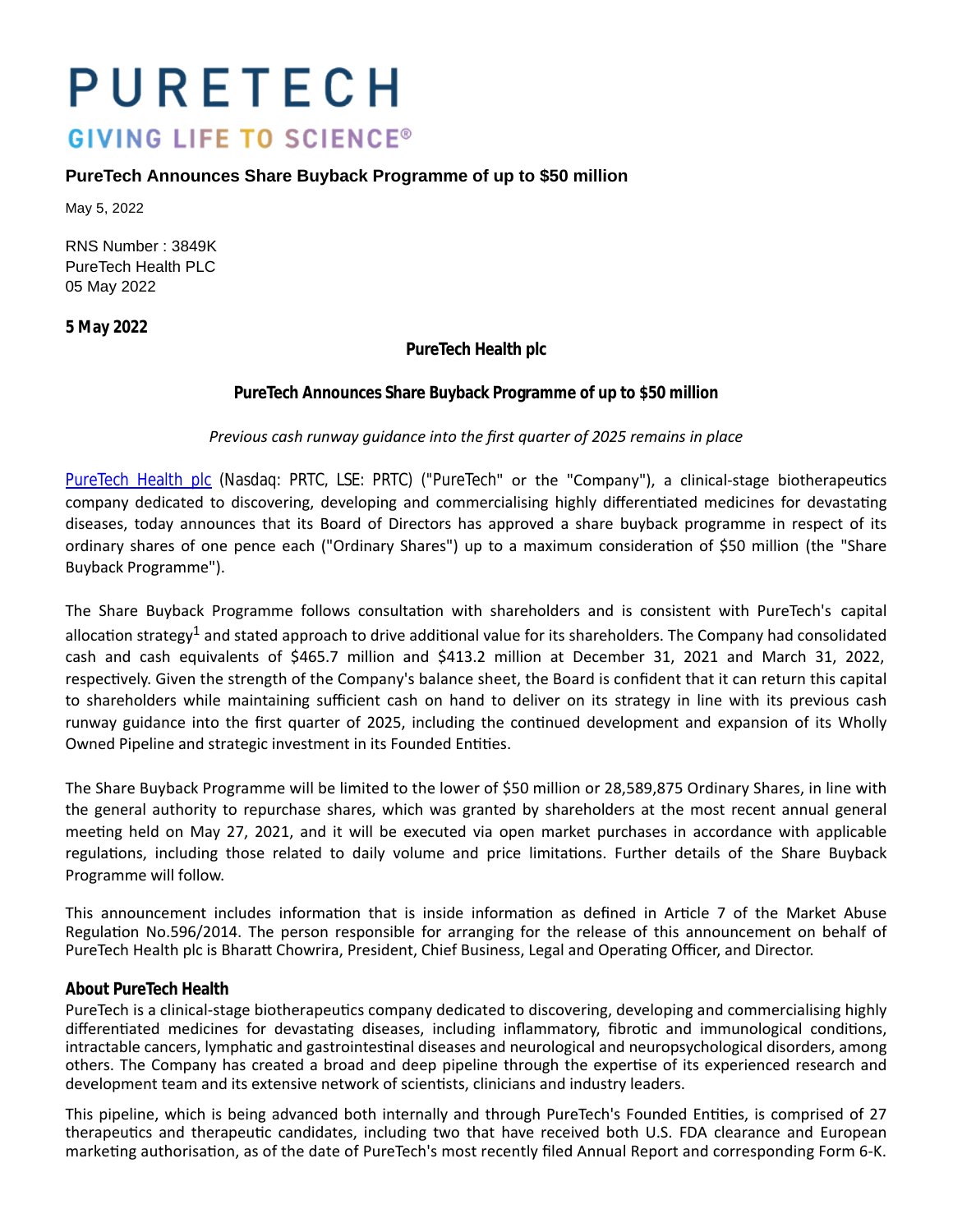# PURETECH

GIVING LIFE TO SCIENCE®

## PureTech Announces Share Buyback Programme of up to $50 million

May 5, 2022

RNS Number : 3849K
PureTech Health PLC
05 May 2022

**5 May 2022**

**PureTech Health plc**

**PureTech Announces Share Buyback Programme of up to $50 million**

*Previous cash runway guidance into the first quarter of 2025 remains in place*

PureTech Health plc (Nasdaq: PRTC, LSE: PRTC) ("PureTech" or the "Company"), a clinical-stage biotherapeutics company dedicated to discovering, developing and commercialising highly differentiated medicines for devastating diseases, today announces that its Board of Directors has approved a share buyback programme in respect of its ordinary shares of one pence each ("Ordinary Shares") up to a maximum consideration of $50 million (the "Share Buyback Programme").

The Share Buyback Programme follows consultation with shareholders and is consistent with PureTech's capital allocation strategy[1] and stated approach to drive additional value for its shareholders. The Company had consolidated cash and cash equivalents of $465.7 million and $413.2 million at December 31, 2021 and March 31, 2022, respectively. Given the strength of the Company's balance sheet, the Board is confident that it can return this capital to shareholders while maintaining sufficient cash on hand to deliver on its strategy in line with its previous cash runway guidance into the first quarter of 2025, including the continued development and expansion of its Wholly Owned Pipeline and strategic investment in its Founded Entities.

The Share Buyback Programme will be limited to the lower of $50 million or 28,589,875 Ordinary Shares, in line with the general authority to repurchase shares, which was granted by shareholders at the most recent annual general meeting held on May 27, 2021, and it will be executed via open market purchases in accordance with applicable regulations, including those related to daily volume and price limitations. Further details of the Share Buyback Programme will follow.

This announcement includes information that is inside information as defined in Article 7 of the Market Abuse Regulation No.596/2014. The person responsible for arranging for the release of this announcement on behalf of PureTech Health plc is Bharatt Chowrira, President, Chief Business, Legal and Operating Officer, and Director.

**About PureTech Health**

PureTech is a clinical-stage biotherapeutics company dedicated to discovering, developing and commercialising highly differentiated medicines for devastating diseases, including inflammatory, fibrotic and immunological conditions, intractable cancers, lymphatic and gastrointestinal diseases and neurological and neuropsychological disorders, among others. The Company has created a broad and deep pipeline through the expertise of its experienced research and development team and its extensive network of scientists, clinicians and industry leaders.

This pipeline, which is being advanced both internally and through PureTech's Founded Entities, is comprised of 27 therapeutics and therapeutic candidates, including two that have received both U.S. FDA clearance and European marketing authorisation, as of the date of PureTech's most recently filed Annual Report and corresponding Form 6-K.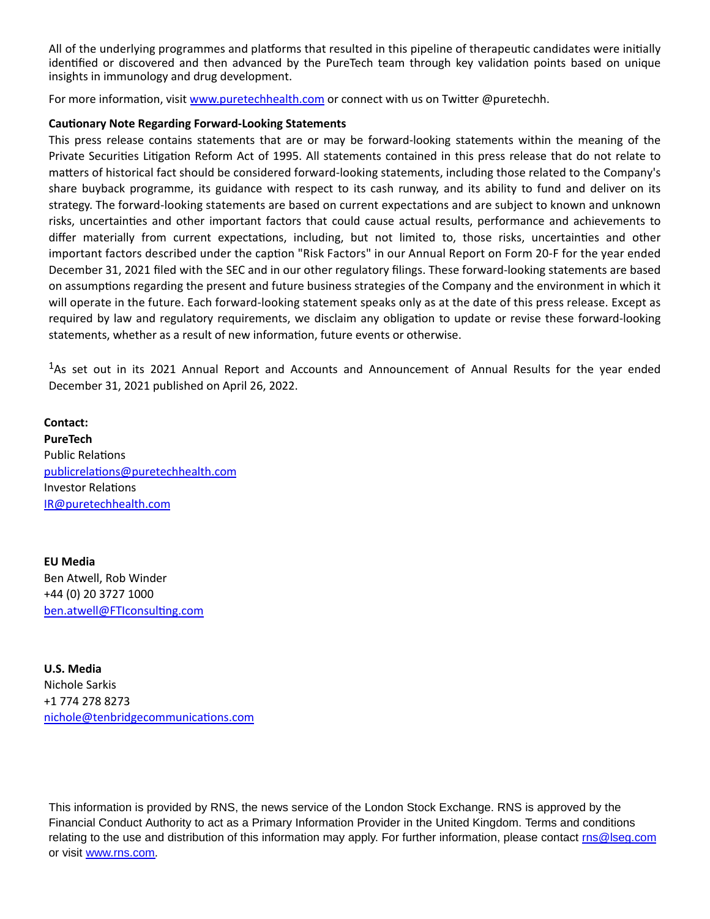All of the underlying programmes and platforms that resulted in this pipeline of therapeutic candidates were initially identified or discovered and then advanced by the PureTech team through key validation points based on unique insights in immunology and drug development.

For more information, visit [www.puretechhealth.com](http://www.puretechhealth.com) or connect with us on Twitter @puretechh.

**Cautionary Note Regarding Forward-Looking Statements**

This press release contains statements that are or may be forward-looking statements within the meaning of the Private Securities Litigation Reform Act of 1995. All statements contained in this press release that do not relate to matters of historical fact should be considered forward-looking statements, including those related to the Company's share buyback programme, its guidance with respect to its cash runway, and its ability to fund and deliver on its strategy. The forward-looking statements are based on current expectations and are subject to known and unknown risks, uncertainties and other important factors that could cause actual results, performance and achievements to differ materially from current expectations, including, but not limited to, those risks, uncertainties and other important factors described under the caption "Risk Factors" in our Annual Report on Form 20-F for the year ended December 31, 2021 filed with the SEC and in our other regulatory filings. These forward-looking statements are based on assumptions regarding the present and future business strategies of the Company and the environment in which it will operate in the future. Each forward-looking statement speaks only as at the date of this press release. Except as required by law and regulatory requirements, we disclaim any obligation to update or revise these forward-looking statements, whether as a result of new information, future events or otherwise.

[1]As set out in its 2021 Annual Report and Accounts and Announcement of Annual Results for the year ended December 31, 2021 published on April 26, 2022.

**Contact:**
**PureTech**
Public Relations
[publicrelations@puretechhealth.com](mailto:publicrelations@puretechhealth.com)
Investor Relations
[IR@puretechhealth.com](mailto:IR@puretechhealth.com)

**EU Media**
Ben Atwell, Rob Winder
+44 (0) 20 3727 1000
[ben.atwell@FTIconsulting.com](mailto:ben.atwell@FTIconsulting.com)

**U.S. Media**
Nichole Sarkis
+1 774 278 8273
[nichole@tenbridgecommunications.com](mailto:nichole@tenbridgecommunications.com)

This information is provided by RNS, the news service of the London Stock Exchange. RNS is approved by the Financial Conduct Authority to act as a Primary Information Provider in the United Kingdom. Terms and conditions relating to the use and distribution of this information may apply. For further information, please contact [rns@lseg.com](mailto:rns@lseg.com) or visit [www.rns.com](http://www.rns.com).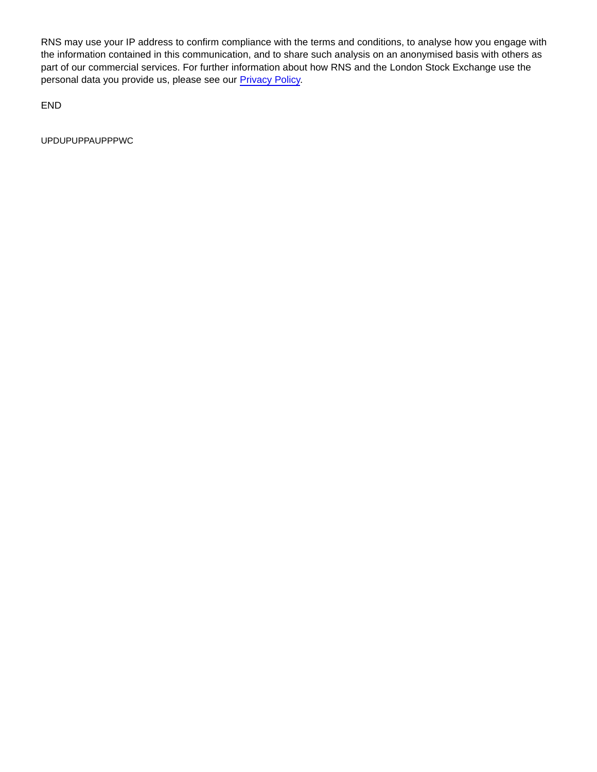RNS may use your IP address to confirm compliance with the terms and conditions, to analyse how you engage with the information contained in this communication, and to share such analysis on an anonymised basis with others as part of our commercial services. For further information about how RNS and the London Stock Exchange use the personal data you provide us, please see our [Privacy Policy](Privacy Policy).

END

UPDUPUPPAUPPPWC